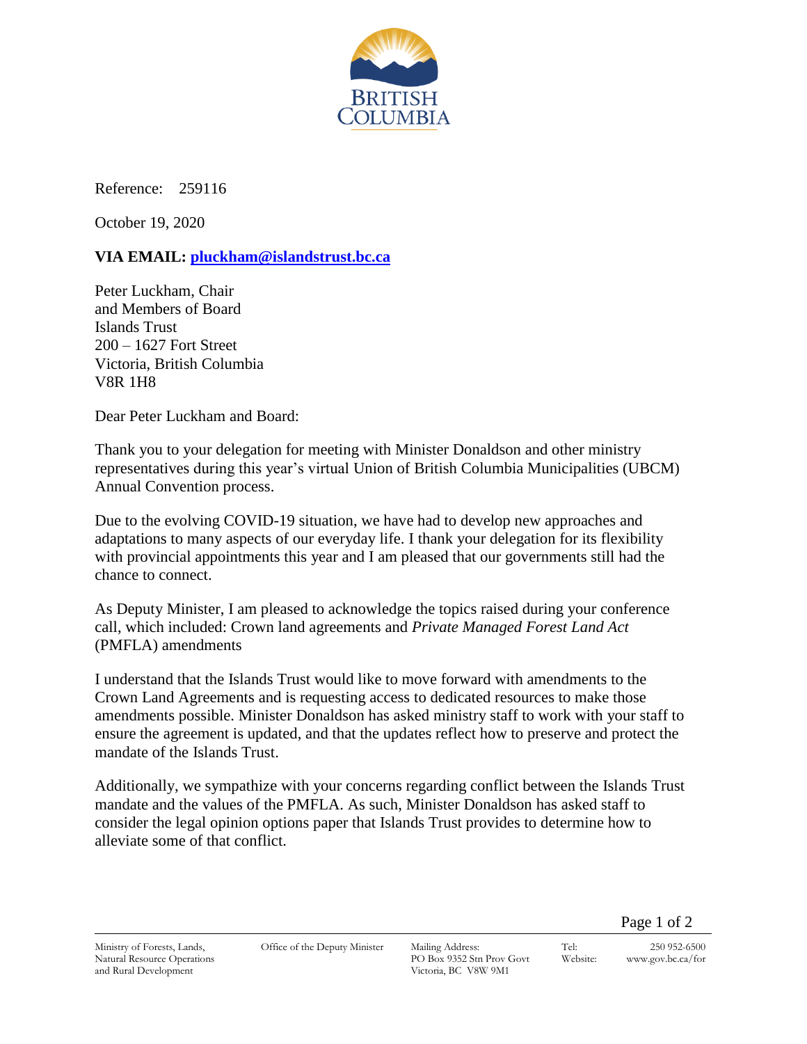BRITISH COLUMBIA

Reference: 259116

October 19, 2020

**VIA EMAIL: pluckham@islandstrust.bc.ca**

Peter Luckham, Chair
and Members of Board
Islands Trust
200 – 1627 Fort Street
Victoria, British Columbia
V8R 1H8

Dear Peter Luckham and Board:

Thank you to your delegation for meeting with Minister Donaldson and other ministry representatives during this year's virtual Union of British Columbia Municipalities (UBCM) Annual Convention process.

Due to the evolving COVID-19 situation, we have had to develop new approaches and adaptations to many aspects of our everyday life. I thank your delegation for its flexibility with provincial appointments this year and I am pleased that our governments still had the chance to connect.

As Deputy Minister, I am pleased to acknowledge the topics raised during your conference call, which included: Crown land agreements and *Private Managed Forest Land Act* (PMFLA) amendments

I understand that the Islands Trust would like to move forward with amendments to the Crown Land Agreements and is requesting access to dedicated resources to make those amendments possible. Minister Donaldson has asked ministry staff to work with your staff to ensure the agreement is updated, and that the updates reflect how to preserve and protect the mandate of the Islands Trust.

Additionally, we sympathize with your concerns regarding conflict between the Islands Trust mandate and the values of the PMFLA. As such, Minister Donaldson has asked staff to consider the legal opinion options paper that Islands Trust provides to determine how to alleviate some of that conflict.

Ministry of Forests, Lands, Natural Resource Operations and Rural Development | Office of the Deputy Minister | Mailing Address: PO Box 9352 Stn Prov Govt Victoria, BC V8W 9M1 | Tel: 250 952-6500 | Website: www.gov.bc.ca/for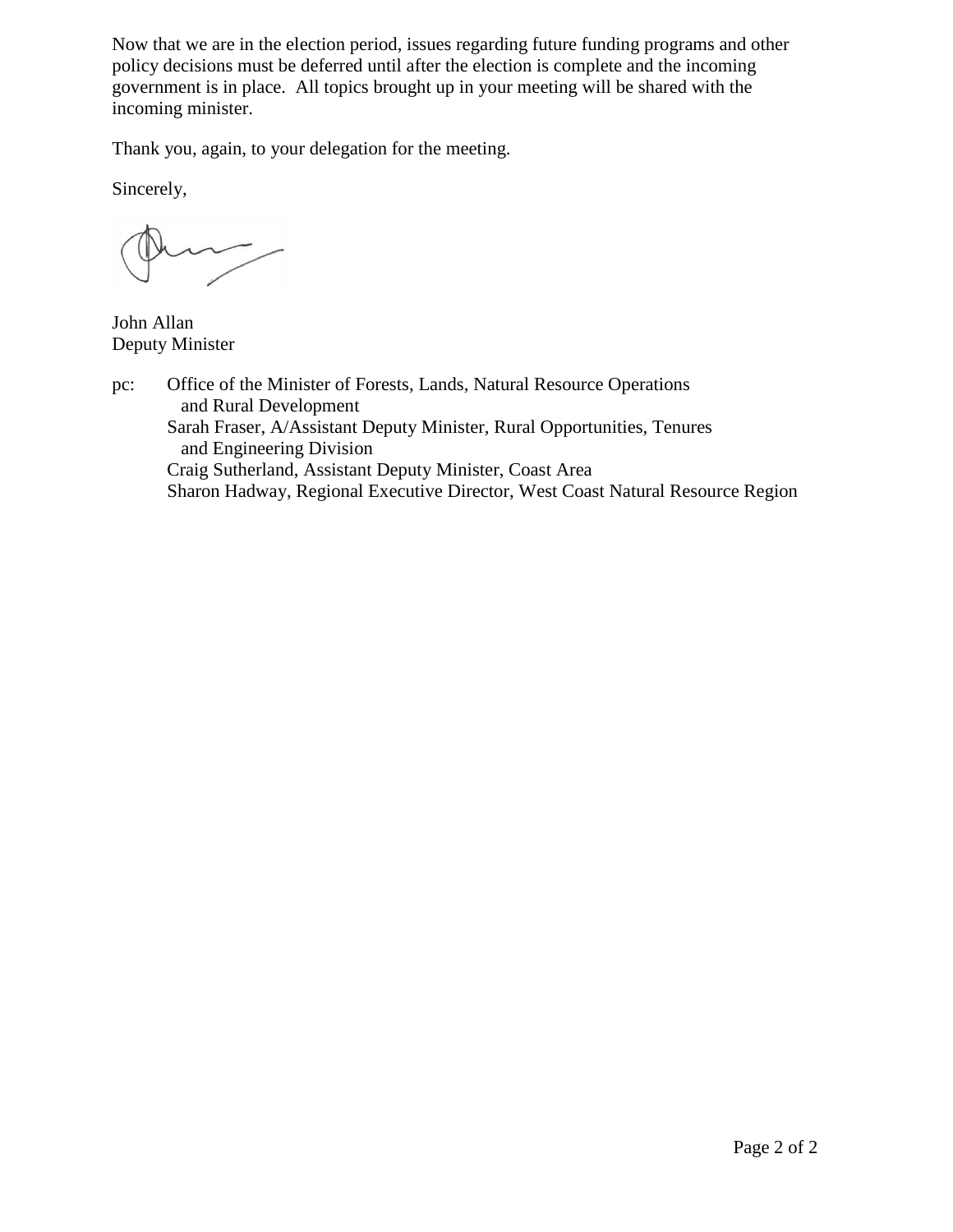Now that we are in the election period, issues regarding future funding programs and other policy decisions must be deferred until after the election is complete and the incoming government is in place. All topics brought up in your meeting will be shared with the incoming minister.

Thank you, again, to your delegation for the meeting.

Sincerely,

John Allan
Deputy Minister

pc: Office of the Minister of Forests, Lands, Natural Resource Operations and Rural Development
Sarah Fraser, A/Assistant Deputy Minister, Rural Opportunities, Tenures and Engineering Division
Craig Sutherland, Assistant Deputy Minister, Coast Area
Sharon Hadway, Regional Executive Director, West Coast Natural Resource Region